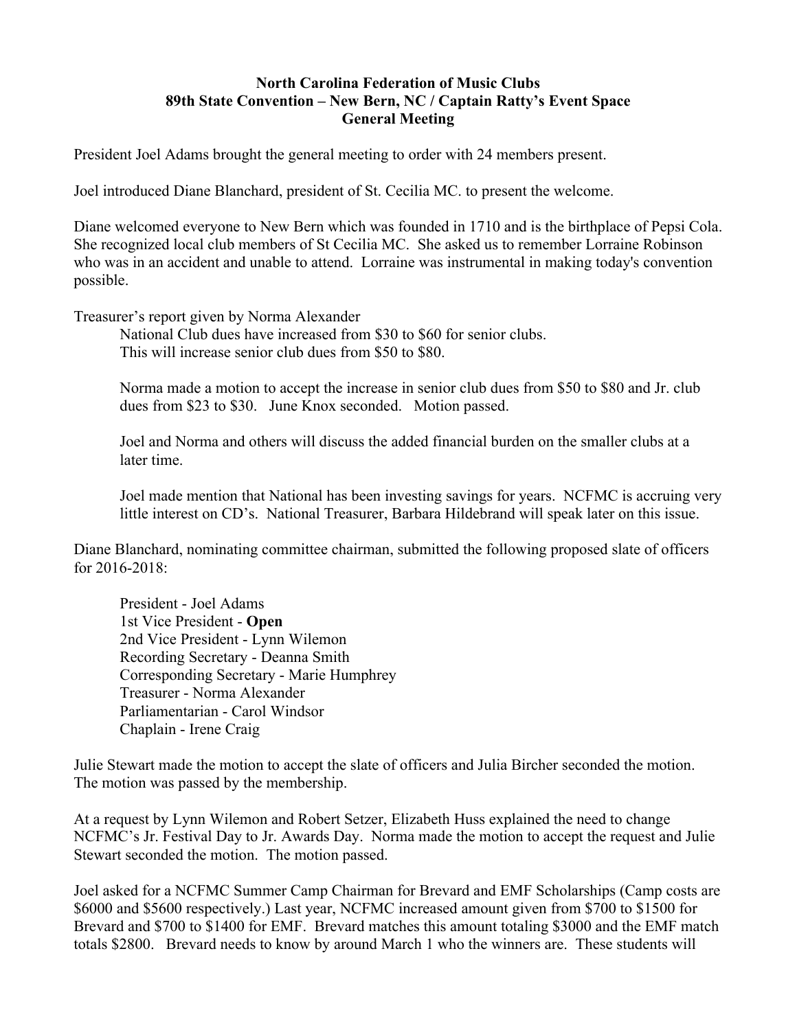**North Carolina Federation of Music Clubs**
**89th State Convention – New Bern, NC / Captain Ratty's Event Space**
**General Meeting**

President Joel Adams brought the general meeting to order with 24 members present.

Joel introduced Diane Blanchard, president of St. Cecilia MC. to present the welcome.

Diane welcomed everyone to New Bern which was founded in 1710 and is the birthplace of Pepsi Cola. She recognized local club members of St Cecilia MC. She asked us to remember Lorraine Robinson who was in an accident and unable to attend. Lorraine was instrumental in making today's convention possible.

Treasurer's report given by Norma Alexander

National Club dues have increased from $30 to $60 for senior clubs.
This will increase senior club dues from $50 to $80.

Norma made a motion to accept the increase in senior club dues from $50 to $80 and Jr. club dues from $23 to $30. June Knox seconded. Motion passed.

Joel and Norma and others will discuss the added financial burden on the smaller clubs at a later time.

Joel made mention that National has been investing savings for years. NCFMC is accruing very little interest on CD's. National Treasurer, Barbara Hildebrand will speak later on this issue.

Diane Blanchard, nominating committee chairman, submitted the following proposed slate of officers for 2016-2018:

President - Joel Adams
1st Vice President - **Open**
2nd Vice President - Lynn Wilemon
Recording Secretary - Deanna Smith
Corresponding Secretary - Marie Humphrey
Treasurer - Norma Alexander
Parliamentarian - Carol Windsor
Chaplain - Irene Craig

Julie Stewart made the motion to accept the slate of officers and Julia Bircher seconded the motion. The motion was passed by the membership.

At a request by Lynn Wilemon and Robert Setzer, Elizabeth Huss explained the need to change NCFMC's Jr. Festival Day to Jr. Awards Day. Norma made the motion to accept the request and Julie Stewart seconded the motion. The motion passed.

Joel asked for a NCFMC Summer Camp Chairman for Brevard and EMF Scholarships (Camp costs are $6000 and $5600 respectively.) Last year, NCFMC increased amount given from $700 to $1500 for Brevard and $700 to $1400 for EMF. Brevard matches this amount totaling $3000 and the EMF match totals $2800. Brevard needs to know by around March 1 who the winners are. These students will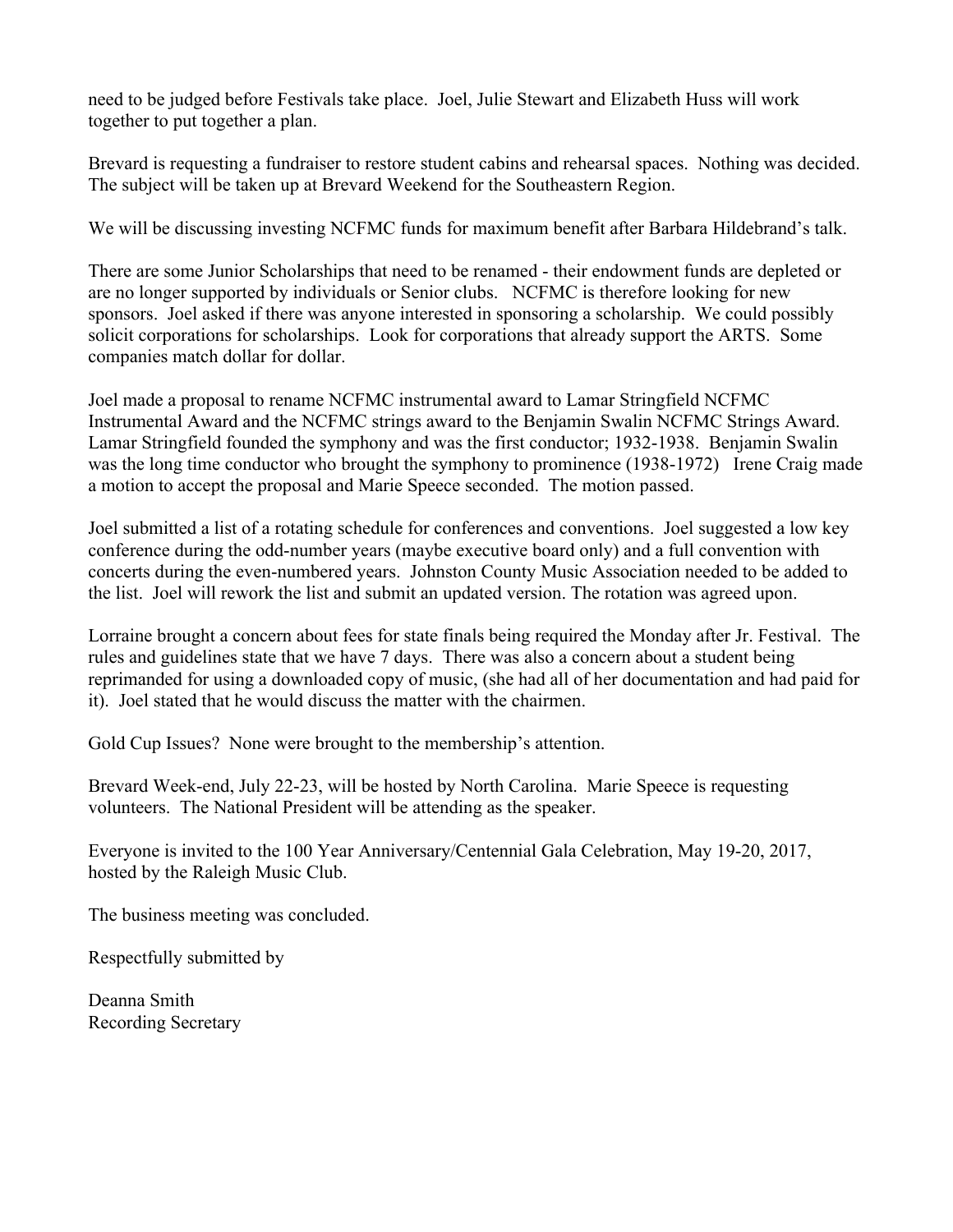need to be judged before Festivals take place. Joel, Julie Stewart and Elizabeth Huss will work together to put together a plan.

Brevard is requesting a fundraiser to restore student cabins and rehearsal spaces. Nothing was decided. The subject will be taken up at Brevard Weekend for the Southeastern Region.

We will be discussing investing NCFMC funds for maximum benefit after Barbara Hildebrand's talk.

There are some Junior Scholarships that need to be renamed - their endowment funds are depleted or are no longer supported by individuals or Senior clubs. NCFMC is therefore looking for new sponsors. Joel asked if there was anyone interested in sponsoring a scholarship. We could possibly solicit corporations for scholarships. Look for corporations that already support the ARTS. Some companies match dollar for dollar.

Joel made a proposal to rename NCFMC instrumental award to Lamar Stringfield NCFMC Instrumental Award and the NCFMC strings award to the Benjamin Swalin NCFMC Strings Award. Lamar Stringfield founded the symphony and was the first conductor; 1932-1938. Benjamin Swalin was the long time conductor who brought the symphony to prominence (1938-1972) Irene Craig made a motion to accept the proposal and Marie Speece seconded. The motion passed.

Joel submitted a list of a rotating schedule for conferences and conventions. Joel suggested a low key conference during the odd-number years (maybe executive board only) and a full convention with concerts during the even-numbered years. Johnston County Music Association needed to be added to the list. Joel will rework the list and submit an updated version. The rotation was agreed upon.

Lorraine brought a concern about fees for state finals being required the Monday after Jr. Festival. The rules and guidelines state that we have 7 days. There was also a concern about a student being reprimanded for using a downloaded copy of music, (she had all of her documentation and had paid for it). Joel stated that he would discuss the matter with the chairmen.

Gold Cup Issues? None were brought to the membership's attention.

Brevard Week-end, July 22-23, will be hosted by North Carolina. Marie Speece is requesting volunteers. The National President will be attending as the speaker.

Everyone is invited to the 100 Year Anniversary/Centennial Gala Celebration, May 19-20, 2017, hosted by the Raleigh Music Club.

The business meeting was concluded.

Respectfully submitted by

Deanna Smith
Recording Secretary